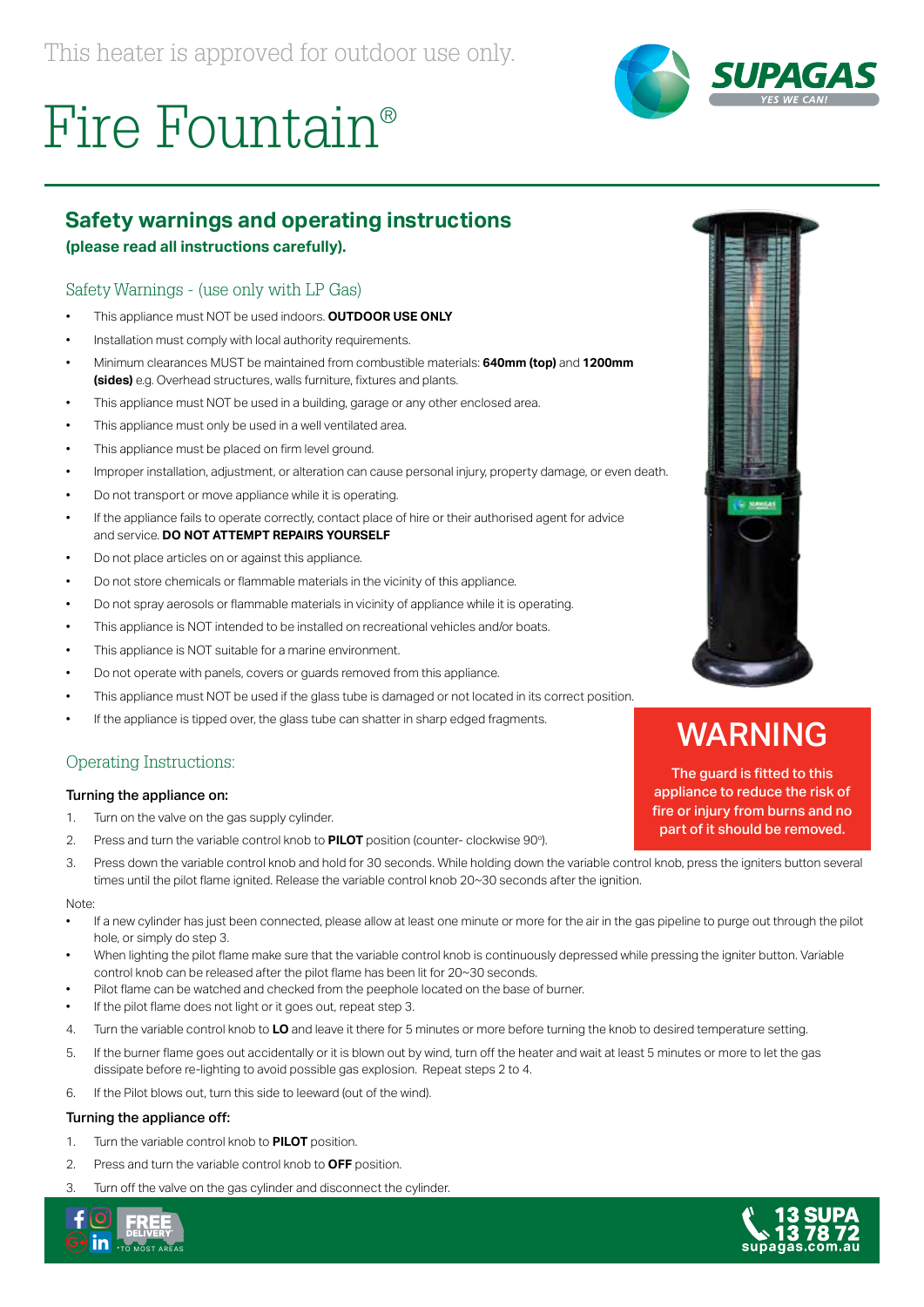This heater is approved for outdoor use only.

# Fire Fountain®

## Safety warnings and operating instructions

**(please read all instructions carefully).**

### Safety Warnings - (use only with LP Gas)

- This appliance must NOT be used indoors. **OUTDOOR USE ONLY**
- Installation must comply with local authority requirements.
- Minimum clearances MUST be maintained from combustible materials: **640mm (top)** and **1200mm (sides)** e.g. Overhead structures, walls furniture, fixtures and plants.
- This appliance must NOT be used in a building, garage or any other enclosed area.
- This appliance must only be used in a well ventilated area.
- This appliance must be placed on firm level ground.
- Improper installation, adjustment, or alteration can cause personal injury, property damage, or even death.
- Do not transport or move appliance while it is operating.
- If the appliance fails to operate correctly, contact place of hire or their authorised agent for advice and service. **DO NOT ATTEMPT REPAIRS YOURSELF**
- Do not place articles on or against this appliance.
- Do not store chemicals or flammable materials in the vicinity of this appliance.
- Do not spray aerosols or flammable materials in vicinity of appliance while it is operating.
- This appliance is NOT intended to be installed on recreational vehicles and/or boats.
- This appliance is NOT suitable for a marine environment.
- Do not operate with panels, covers or guards removed from this appliance.
- This appliance must NOT be used if the glass tube is damaged or not located in its correct position.
- If the appliance is tipped over, the glass tube can shatter in sharp edged fragments.

## WARNING

**The guard is fitted to this appliance to reduce the risk of fire or injury from burns and no part of it should be removed.**

### Operating Instructions:

#### Turning the appliance on:

1. Turn on the valve on the gas supply cylinder.
2. Press and turn the variable control knob to **PILOT** position (counter- clockwise 90°).
3. Press down the variable control knob and hold for 30 seconds. While holding down the variable control knob, press the igniters button several times until the pilot flame ignited. Release the variable control knob 20~30 seconds after the ignition.

Note:

- If a new cylinder has just been connected, please allow at least one minute or more for the air in the gas pipeline to purge out through the pilot hole, or simply do step 3.
- When lighting the pilot flame make sure that the variable control knob is continuously depressed while pressing the igniter button. Variable control knob can be released after the pilot flame has been lit for 20~30 seconds.
- Pilot flame can be watched and checked from the peephole located on the base of burner.
- If the pilot flame does not light or it goes out, repeat step 3.

4. Turn the variable control knob to **LO** and leave it there for 5 minutes or more before turning the knob to desired temperature setting.
5. If the burner flame goes out accidentally or it is blown out by wind, turn off the heater and wait at least 5 minutes or more to let the gas dissipate before re-lighting to avoid possible gas explosion. Repeat steps 2 to 4.
6. If the Pilot blows out, turn this side to leeward (out of the wind).

#### Turning the appliance off:

1. Turn the variable control knob to **PILOT** position.
2. Press and turn the variable control knob to **OFF** position.
3. Turn off the valve on the gas cylinder and disconnect the cylinder.

FREE DELIVERY* *TO MOST AREAS

13 SUPA
13 78 72
supagas.com.au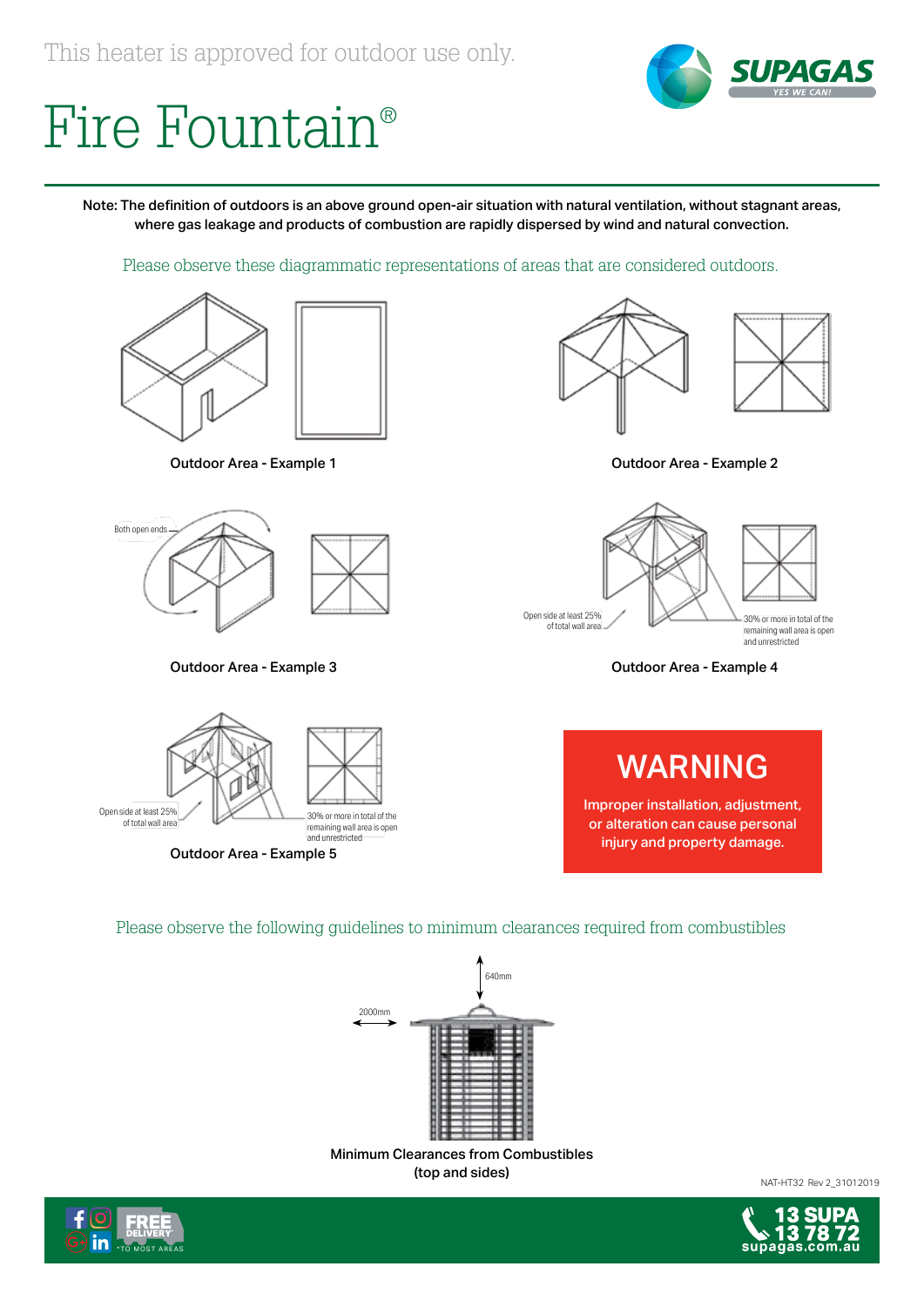This heater is approved for outdoor use only.

# Fire Fountain®

SUPAGAS
YES WE CAN!

**Note: The definition of outdoors is an above ground open-air situation with natural ventilation, without stagnant areas, where gas leakage and products of combustion are rapidly dispersed by wind and natural convection.**

Please observe these diagrammatic representations of areas that are considered outdoors.

Outdoor Area - Example 1

Outdoor Area - Example 2

Both open ends

Outdoor Area - Example 3

Open side at least 25% of total wall area

30% or more in total of the remaining wall area is open and unrestricted

Outdoor Area - Example 4

Open side at least 25% of total wall area

30% or more in total of the remaining wall area is open and unrestricted

Outdoor Area - Example 5

## WARNING

Improper installation, adjustment, or alteration can cause personal injury and property damage.

Please observe the following guidelines to minimum clearances required from combustibles

640mm

2000mm

Minimum Clearances from Combustibles (top and sides)

NAT-HT32 Rev 2_31012019

FREE DELIVERY* *TO MOST AREAS

13 SUPA
13 78 72
supagas.com.au